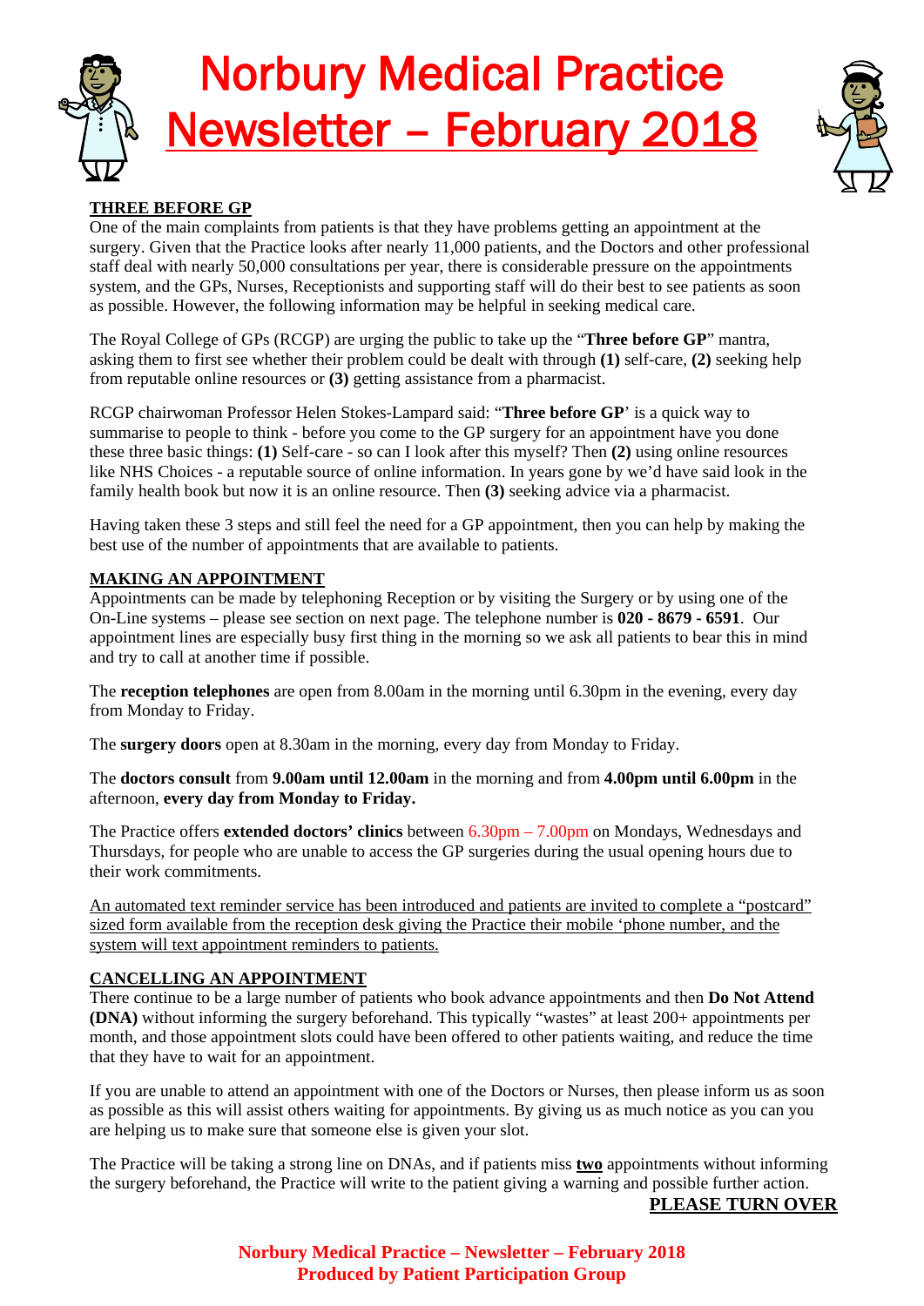# Norbury Medical Practice Newsletter – February 2018

## THREE BEFORE GP

One of the main complaints from patients is that they have problems getting an appointment at the surgery. Given that the Practice looks after nearly 11,000 patients, and the Doctors and other professional staff deal with nearly 50,000 consultations per year, there is considerable pressure on the appointments system, and the GPs, Nurses, Receptionists and supporting staff will do their best to see patients as soon as possible. However, the following information may be helpful in seeking medical care.

The Royal College of GPs (RCGP) are urging the public to take up the "**Three before GP**" mantra, asking them to first see whether their problem could be dealt with through **(1)** self-care, **(2)** seeking help from reputable online resources or **(3)** getting assistance from a pharmacist.

RCGP chairwoman Professor Helen Stokes-Lampard said: "**Three before GP**' is a quick way to summarise to people to think - before you come to the GP surgery for an appointment have you done these three basic things: **(1)** Self-care - so can I look after this myself? Then **(2)** using online resources like NHS Choices - a reputable source of online information. In years gone by we'd have said look in the family health book but now it is an online resource. Then **(3)** seeking advice via a pharmacist.

Having taken these 3 steps and still feel the need for a GP appointment, then you can help by making the best use of the number of appointments that are available to patients.

## MAKING AN APPOINTMENT

Appointments can be made by telephoning Reception or by visiting the Surgery or by using one of the On-Line systems – please see section on next page. The telephone number is **020 - 8679 - 6591**. Our appointment lines are especially busy first thing in the morning so we ask all patients to bear this in mind and try to call at another time if possible.

The **reception telephones** are open from 8.00am in the morning until 6.30pm in the evening, every day from Monday to Friday.

The **surgery doors** open at 8.30am in the morning, every day from Monday to Friday.

The **doctors consult** from **9.00am until 12.00am** in the morning and from **4.00pm until 6.00pm** in the afternoon, **every day from Monday to Friday.**

The Practice offers **extended doctors' clinics** between 6.30pm – 7.00pm on Mondays, Wednesdays and Thursdays, for people who are unable to access the GP surgeries during the usual opening hours due to their work commitments.

<u>An automated text reminder service has been introduced and patients are invited to complete a "postcard" sized form available from the reception desk giving the Practice their mobile 'phone number, and the system will text appointment reminders to patients.</u>

## CANCELLING AN APPOINTMENT

There continue to be a large number of patients who book advance appointments and then **Do Not Attend (DNA)** without informing the surgery beforehand. This typically "wastes" at least 200+ appointments per month, and those appointment slots could have been offered to other patients waiting, and reduce the time that they have to wait for an appointment.

If you are unable to attend an appointment with one of the Doctors or Nurses, then please inform us as soon as possible as this will assist others waiting for appointments. By giving us as much notice as you can you are helping us to make sure that someone else is given your slot.

The Practice will be taking a strong line on DNAs, and if patients miss **<u>two</u>** appointments without informing the surgery beforehand, the Practice will write to the patient giving a warning and possible further action.

**<u>PLEASE TURN OVER</u>**

**Norbury Medical Practice – Newsletter – February 2018**
**Produced by Patient Participation Group**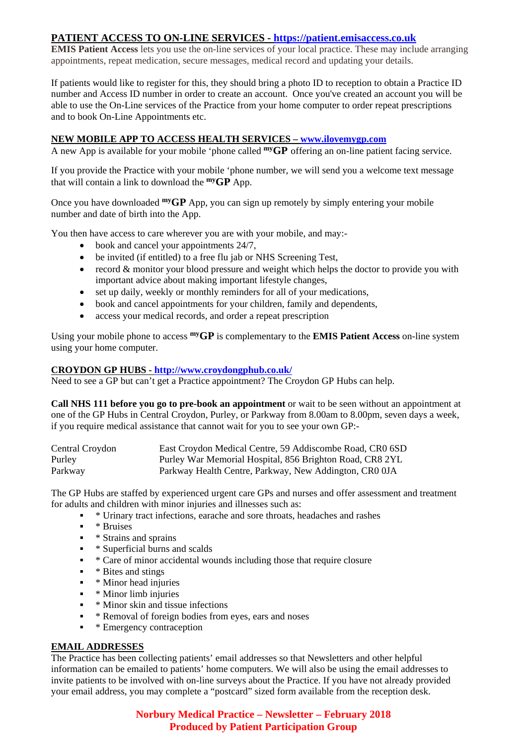## PATIENT ACCESS TO ON-LINE SERVICES - https://patient.emisaccess.co.uk

**EMIS Patient Access** lets you use the on-line services of your local practice. These may include arranging appointments, repeat medication, secure messages, medical record and updating your details.

If patients would like to register for this, they should bring a photo ID to reception to obtain a Practice ID number and Access ID number in order to create an account. Once you've created an account you will be able to use the On-Line services of the Practice from your home computer to order repeat prescriptions and to book On-Line Appointments etc.

## NEW MOBILE APP TO ACCESS HEALTH SERVICES – www.ilovemygp.com

A new App is available for your mobile 'phone called **myGP** offering an on-line patient facing service.

If you provide the Practice with your mobile 'phone number, we will send you a welcome text message that will contain a link to download the **myGP** App.

Once you have downloaded **myGP** App, you can sign up remotely by simply entering your mobile number and date of birth into the App.

You then have access to care wherever you are with your mobile, and may:-

- book and cancel your appointments 24/7,
- be invited (if entitled) to a free flu jab or NHS Screening Test,
- record & monitor your blood pressure and weight which helps the doctor to provide you with important advice about making important lifestyle changes,
- set up daily, weekly or monthly reminders for all of your medications,
- book and cancel appointments for your children, family and dependents,
- access your medical records, and order a repeat prescription

Using your mobile phone to access **myGP** is complementary to the **EMIS Patient Access** on-line system using your home computer.

## CROYDON GP HUBS - http://www.croydongphub.co.uk/

Need to see a GP but can't get a Practice appointment? The Croydon GP Hubs can help.

**Call NHS 111 before you go to pre-book an appointment** or wait to be seen without an appointment at one of the GP Hubs in Central Croydon, Purley, or Parkway from 8.00am to 8.00pm, seven days a week, if you require medical assistance that cannot wait for you to see your own GP:-

| | |
|---|---|
| Central Croydon | East Croydon Medical Centre, 59 Addiscombe Road, CR0 6SD |
| Purley | Purley War Memorial Hospital, 856 Brighton Road, CR8 2YL |
| Parkway | Parkway Health Centre, Parkway, New Addington, CR0 0JA |

The GP Hubs are staffed by experienced urgent care GPs and nurses and offer assessment and treatment for adults and children with minor injuries and illnesses such as:

- * Urinary tract infections, earache and sore throats, headaches and rashes
- * Bruises
- * Strains and sprains
- * Superficial burns and scalds
- * Care of minor accidental wounds including those that require closure
- * Bites and stings
- * Minor head injuries
- * Minor limb injuries
- * Minor skin and tissue infections
- * Removal of foreign bodies from eyes, ears and noses
- * Emergency contraception

## EMAIL ADDRESSES

The Practice has been collecting patients' email addresses so that Newsletters and other helpful information can be emailed to patients' home computers. We will also be using the email addresses to invite patients to be involved with on-line surveys about the Practice. If you have not already provided your email address, you may complete a "postcard" sized form available from the reception desk.

**Norbury Medical Practice – Newsletter – February 2018**
**Produced by Patient Participation Group**